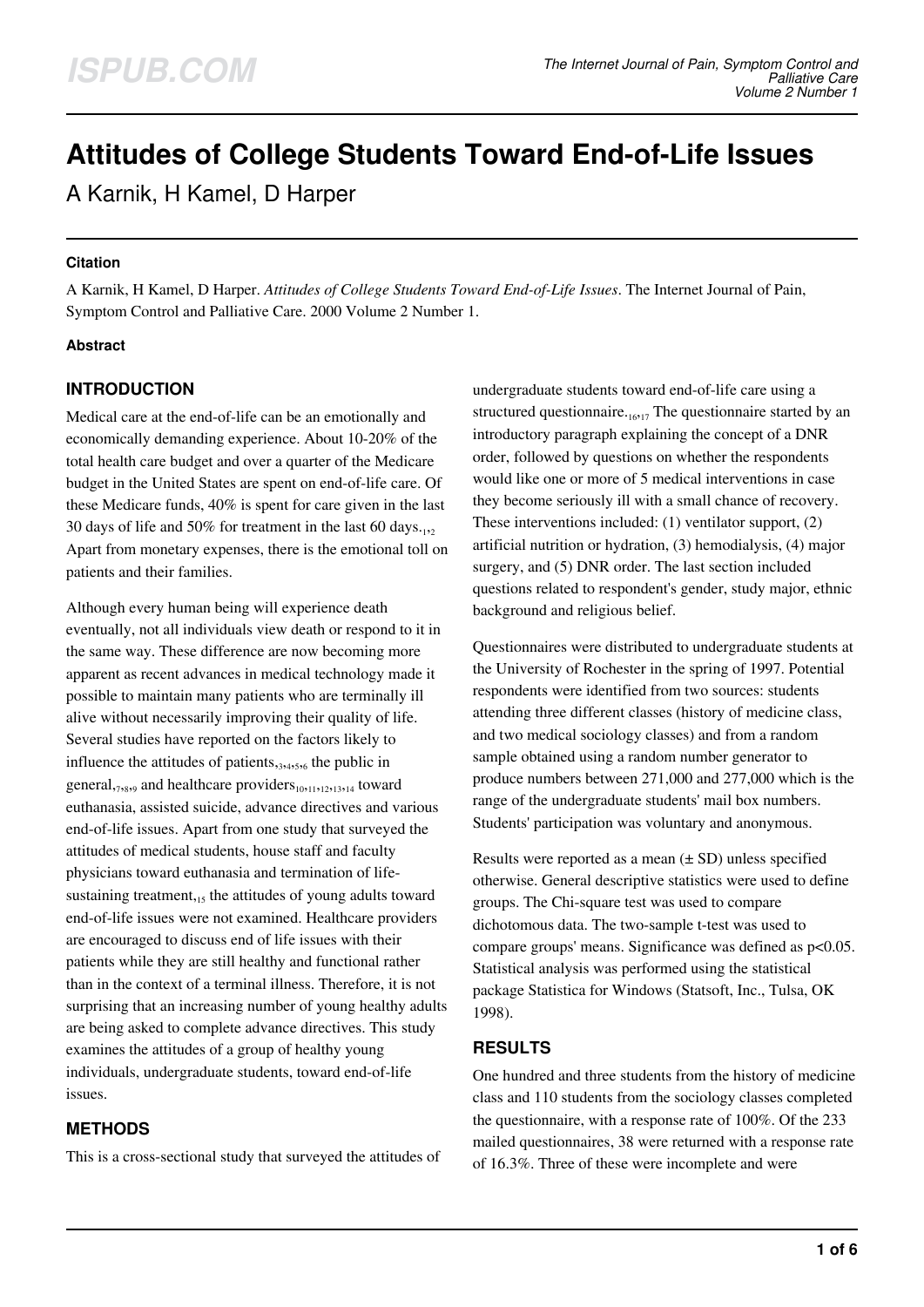# Attitudes of College Students Toward End-of-Life Issues

A Karnik, H Kamel, D Harper

### Citation

A Karnik, H Kamel, D Harper. *Attitudes of College Students Toward End-of-Life Issues*. The Internet Journal of Pain, Symptom Control and Palliative Care. 2000 Volume 2 Number 1.

### Abstract

## INTRODUCTION

Medical care at the end-of-life can be an emotionally and economically demanding experience. About 10-20% of the total health care budget and over a quarter of the Medicare budget in the United States are spent on end-of-life care. Of these Medicare funds, 40% is spent for care given in the last 30 days of life and 50% for treatment in the last 60 days.[1,2] Apart from monetary expenses, there is the emotional toll on patients and their families.

Although every human being will experience death eventually, not all individuals view death or respond to it in the same way. These difference are now becoming more apparent as recent advances in medical technology made it possible to maintain many patients who are terminally ill alive without necessarily improving their quality of life. Several studies have reported on the factors likely to influence the attitudes of patients,[3,4,5,6] the public in general,[7,8,9] and healthcare providers[10,11,12,13,14] toward euthanasia, assisted suicide, advance directives and various end-of-life issues. Apart from one study that surveyed the attitudes of medical students, house staff and faculty physicians toward euthanasia and termination of life-sustaining treatment,[15] the attitudes of young adults toward end-of-life issues were not examined. Healthcare providers are encouraged to discuss end of life issues with their patients while they are still healthy and functional rather than in the context of a terminal illness. Therefore, it is not surprising that an increasing number of young healthy adults are being asked to complete advance directives. This study examines the attitudes of a group of healthy young individuals, undergraduate students, toward end-of-life issues.

## METHODS

This is a cross-sectional study that surveyed the attitudes of undergraduate students toward end-of-life care using a structured questionnaire.[16,17] The questionnaire started by an introductory paragraph explaining the concept of a DNR order, followed by questions on whether the respondents would like one or more of 5 medical interventions in case they become seriously ill with a small chance of recovery. These interventions included: (1) ventilator support, (2) artificial nutrition or hydration, (3) hemodialysis, (4) major surgery, and (5) DNR order. The last section included questions related to respondent's gender, study major, ethnic background and religious belief.

Questionnaires were distributed to undergraduate students at the University of Rochester in the spring of 1997. Potential respondents were identified from two sources: students attending three different classes (history of medicine class, and two medical sociology classes) and from a random sample obtained using a random number generator to produce numbers between 271,000 and 277,000 which is the range of the undergraduate students' mail box numbers. Students' participation was voluntary and anonymous.

Results were reported as a mean (± SD) unless specified otherwise. General descriptive statistics were used to define groups. The Chi-square test was used to compare dichotomous data. The two-sample t-test was used to compare groups' means. Significance was defined as $p<0.05$. Statistical analysis was performed using the statistical package Statistica for Windows (Statsoft, Inc., Tulsa, OK 1998).

## RESULTS

One hundred and three students from the history of medicine class and 110 students from the sociology classes completed the questionnaire, with a response rate of 100%. Of the 233 mailed questionnaires, 38 were returned with a response rate of 16.3%. Three of these were incomplete and were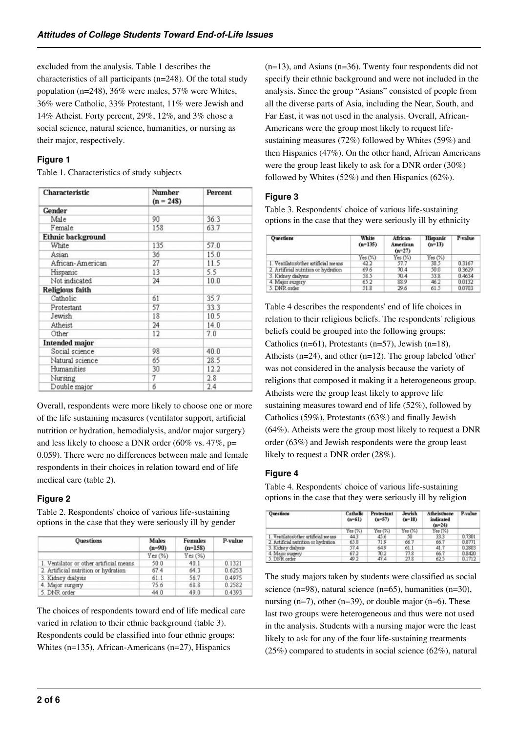excluded from the analysis. Table 1 describes the characteristics of all participants (n=248). Of the total study population (n=248), 36% were males, 57% were Whites, 36% were Catholic, 33% Protestant, 11% were Jewish and 14% Atheist. Forty percent, 29%, 12%, and 3% chose a social science, natural science, humanities, or nursing as their major, respectively.

### Figure 1

Table 1. Characteristics of study subjects

| Characteristic | Number (n = 248) | Percent |
|---|---|---|
| **Gender** | | |
| Male | 90 | 36.3 |
| Female | 158 | 63.7 |
| **Ethnic background** | | |
| White | 135 | 57.0 |
| Asian | 36 | 15.0 |
| African-American | 27 | 11.5 |
| Hispanic | 13 | 5.5 |
| Not indicated | 24 | 10.0 |
| **Religious faith** | | |
| Catholic | 61 | 35.7 |
| Protestant | 57 | 33.3 |
| Jewish | 18 | 10.5 |
| Atheist | 24 | 14.0 |
| Other | 12 | 7.0 |
| **Intended major** | | |
| Social science | 98 | 40.0 |
| Natural science | 65 | 28.5 |
| Humanities | 30 | 12.2 |
| Nursing | 7 | 2.8 |
| Double major | 6 | 2.4 |

Overall, respondents were more likely to choose one or more of the life sustaining measures (ventilator support, artificial nutrition or hydration, hemodialysis, and/or major surgery) and less likely to choose a DNR order (60% vs. 47%, p= 0.059). There were no differences between male and female respondents in their choices in relation toward end of life medical care (table 2).

### Figure 2

Table 2. Respondents' choice of various life-sustaining options in the case that they were seriously ill by gender

| Questions | Males (n=90) | Females (n=158) | P-value |
|---|---|---|---|
| | Yes (%) | Yes (%) | |
| 1. Ventilator or other artificial means | 50.0 | 40.1 | 0.1321 |
| 2. Artificial nutrition or hydration | 67.4 | 64.3 | 0.6253 |
| 3. Kidney dialysis | 61.1 | 56.7 | 0.4975 |
| 4. Major surgery | 75.6 | 68.8 | 0.2582 |
| 5. DNR order | 44.0 | 49.0 | 0.4393 |

The choices of respondents toward end of life medical care varied in relation to their ethnic background (table 3). Respondents could be classified into four ethnic groups: Whites (n=135), African-Americans (n=27), Hispanics (n=13), and Asians (n=36). Twenty four respondents did not specify their ethnic background and were not included in the analysis. Since the group "Asians" consisted of people from all the diverse parts of Asia, including the Near, South, and Far East, it was not used in the analysis. Overall, African-Americans were the group most likely to request life-sustaining measures (72%) followed by Whites (59%) and then Hispanics (47%). On the other hand, African Americans were the group least likely to ask for a DNR order (30%) followed by Whites (52%) and then Hispanics (62%).

### Figure 3

Table 3. Respondents' choice of various life-sustaining options in the case that they were seriously ill by ethnicity

| Questions | White (n=135) | African-American (n=27) | Hispanic (n=13) | P-value |
|---|---|---|---|---|
| | Yes (%) | Yes (%) | Yes (%) | |
| 1. Ventilator/other artificial means | 42.2 | 57.7 | 38.5 | 0.3167 |
| 2. Artificial nutrition or hydration | 69.6 | 70.4 | 50.0 | 0.3629 |
| 3. Kidney dialysis | 58.5 | 70.4 | 53.8 | 0.4634 |
| 4. Major surgery | 65.2 | 88.9 | 46.2 | 0.0132 |
| 5. DNR order | 51.8 | 29.6 | 61.5 | 0.0703 |

Table 4 describes the respondents' end of life choices in relation to their religious beliefs. The respondents' religious beliefs could be grouped into the following groups: Catholics (n=61), Protestants (n=57), Jewish (n=18), Atheists (n=24), and other (n=12). The group labeled 'other' was not considered in the analysis because the variety of religions that composed it making it a heterogeneous group. Atheists were the group least likely to approve life sustaining measures toward end of life (52%), followed by Catholics (59%), Protestants (63%) and finally Jewish (64%). Atheists were the group most likely to request a DNR order (63%) and Jewish respondents were the group least likely to request a DNR order (28%).

### Figure 4

Table 4. Respondents' choice of various life-sustaining options in the case that they were seriously ill by religion

| Questions | Catholic (n=61) | Protestant (n=57) | Jewish (n=18) | Atheist/none indicated (n=24) | P-value |
|---|---|---|---|---|---|
| | Yes (%) | Yes (%) | Yes (%) | Yes (%) | |
| 1. Ventilator/other artificial means | 44.3 | 45.6 | 50 | 33.3 | 0.7301 |
| 2. Artificial nutrition or hydration | 65.0 | 71.9 | 66.7 | 66.7 | 0.8771 |
| 3. Kidney dialysis | 57.4 | 64.9 | 61.1 | 41.7 | 0.2803 |
| 4. Major surgery | 67.2 | 70.2 | 77.8 | 66.7 | 0.8420 |
| 5. DNR order | 49.2 | 47.4 | 27.8 | 62.5 | 0.1712 |

The study majors taken by students were classified as social science (n=98), natural science (n=65), humanities (n=30), nursing (n=7), other (n=39), or double major (n=6). These last two groups were heterogeneous and thus were not used in the analysis. Students with a nursing major were the least likely to ask for any of the four life-sustaining treatments (25%) compared to students in social science (62%), natural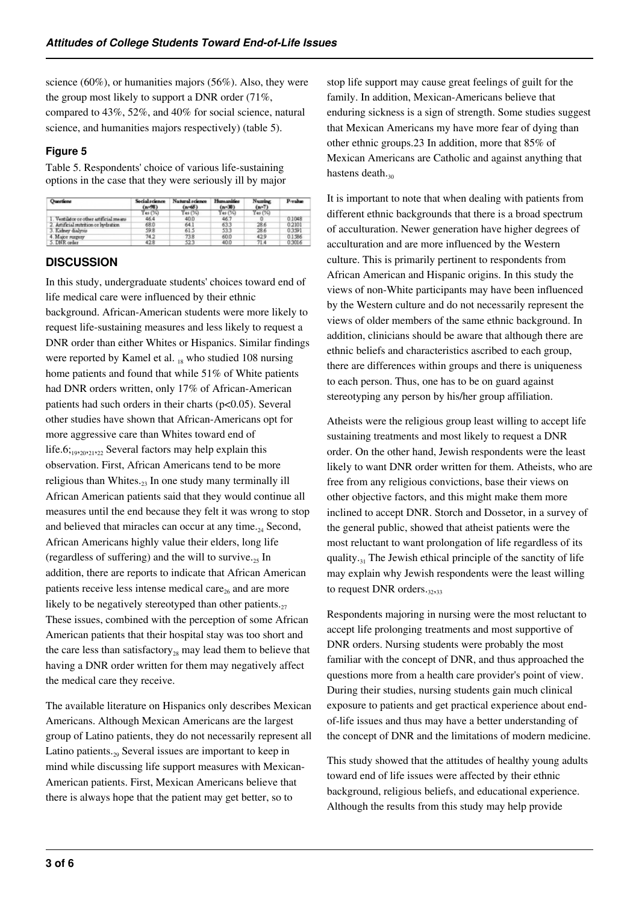science (60%), or humanities majors (56%). Also, they were the group most likely to support a DNR order (71%, compared to 43%, 52%, and 40% for social science, natural science, and humanities majors respectively) (table 5).

### Figure 5

Table 5. Respondents' choice of various life-sustaining options in the case that they were seriously ill by major

| Questions | Social science (n=98) | Natural science (n=65) | Humanities (n=30) | Nursing (n=7) | P-value |
|---|---|---|---|---|---|
| | Yes (%) | Yes (%) | Yes (%) | Yes (%) | |
| 1. Ventilator or other artificial means | 46.4 | 40.0 | 46.7 | 0 | 0.1048 |
| 2. Artificial nutrition or hydration | 68.0 | 64.1 | 63.3 | 28.6 | 0.2101 |
| 3. Kidney dialysis | 59.8 | 61.5 | 53.3 | 28.6 | 0.3591 |
| 4. Major surgery | 74.2 | 73.8 | 60.0 | 42.9 | 0.1586 |
| 5. DNR order | 42.8 | 52.3 | 40.0 | 71.4 | 0.3016 |

## DISCUSSION

In this study, undergraduate students' choices toward end of life medical care were influenced by their ethnic background. African-American students were more likely to request life-sustaining measures and less likely to request a DNR order than either Whites or Hispanics. Similar findings were reported by Kamel et al. [18] who studied 108 nursing home patients and found that while 51% of White patients had DNR orders written, only 17% of African-American patients had such orders in their charts ($p<0.05$). Several other studies have shown that African-Americans opt for more aggressive care than Whites toward end of life.6;[19,20,21,22] Several factors may help explain this observation. First, African Americans tend to be more religious than Whites.[23] In one study many terminally ill African American patients said that they would continue all measures until the end because they felt it was wrong to stop and believed that miracles can occur at any time.[24] Second, African Americans highly value their elders, long life (regardless of suffering) and the will to survive.[25] In addition, there are reports to indicate that African American patients receive less intense medical care[26] and are more likely to be negatively stereotyped than other patients.[27] These issues, combined with the perception of some African American patients that their hospital stay was too short and the care less than satisfactory[28] may lead them to believe that having a DNR order written for them may negatively affect the medical care they receive.

The available literature on Hispanics only describes Mexican Americans. Although Mexican Americans are the largest group of Latino patients, they do not necessarily represent all Latino patients.[29] Several issues are important to keep in mind while discussing life support measures with Mexican-American patients. First, Mexican Americans believe that there is always hope that the patient may get better, so to stop life support may cause great feelings of guilt for the family. In addition, Mexican-Americans believe that enduring sickness is a sign of strength. Some studies suggest that Mexican Americans my have more fear of dying than other ethnic groups.23 In addition, more that 85% of Mexican Americans are Catholic and against anything that hastens death.[30]

It is important to note that when dealing with patients from different ethnic backgrounds that there is a broad spectrum of acculturation. Newer generation have higher degrees of acculturation and are more influenced by the Western culture. This is primarily pertinent to respondents from African American and Hispanic origins. In this study the views of non-White participants may have been influenced by the Western culture and do not necessarily represent the views of older members of the same ethnic background. In addition, clinicians should be aware that although there are ethnic beliefs and characteristics ascribed to each group, there are differences within groups and there is uniqueness to each person. Thus, one has to be on guard against stereotyping any person by his/her group affiliation.

Atheists were the religious group least willing to accept life sustaining treatments and most likely to request a DNR order. On the other hand, Jewish respondents were the least likely to want DNR order written for them. Atheists, who are free from any religious convictions, base their views on other objective factors, and this might make them more inclined to accept DNR. Storch and Dossetor, in a survey of the general public, showed that atheist patients were the most reluctant to want prolongation of life regardless of its quality.[31] The Jewish ethical principle of the sanctity of life may explain why Jewish respondents were the least willing to request DNR orders.[32,33]

Respondents majoring in nursing were the most reluctant to accept life prolonging treatments and most supportive of DNR orders. Nursing students were probably the most familiar with the concept of DNR, and thus approached the questions more from a health care provider's point of view. During their studies, nursing students gain much clinical exposure to patients and get practical experience about end-of-life issues and thus may have a better understanding of the concept of DNR and the limitations of modern medicine.

This study showed that the attitudes of healthy young adults toward end of life issues were affected by their ethnic background, religious beliefs, and educational experience. Although the results from this study may help provide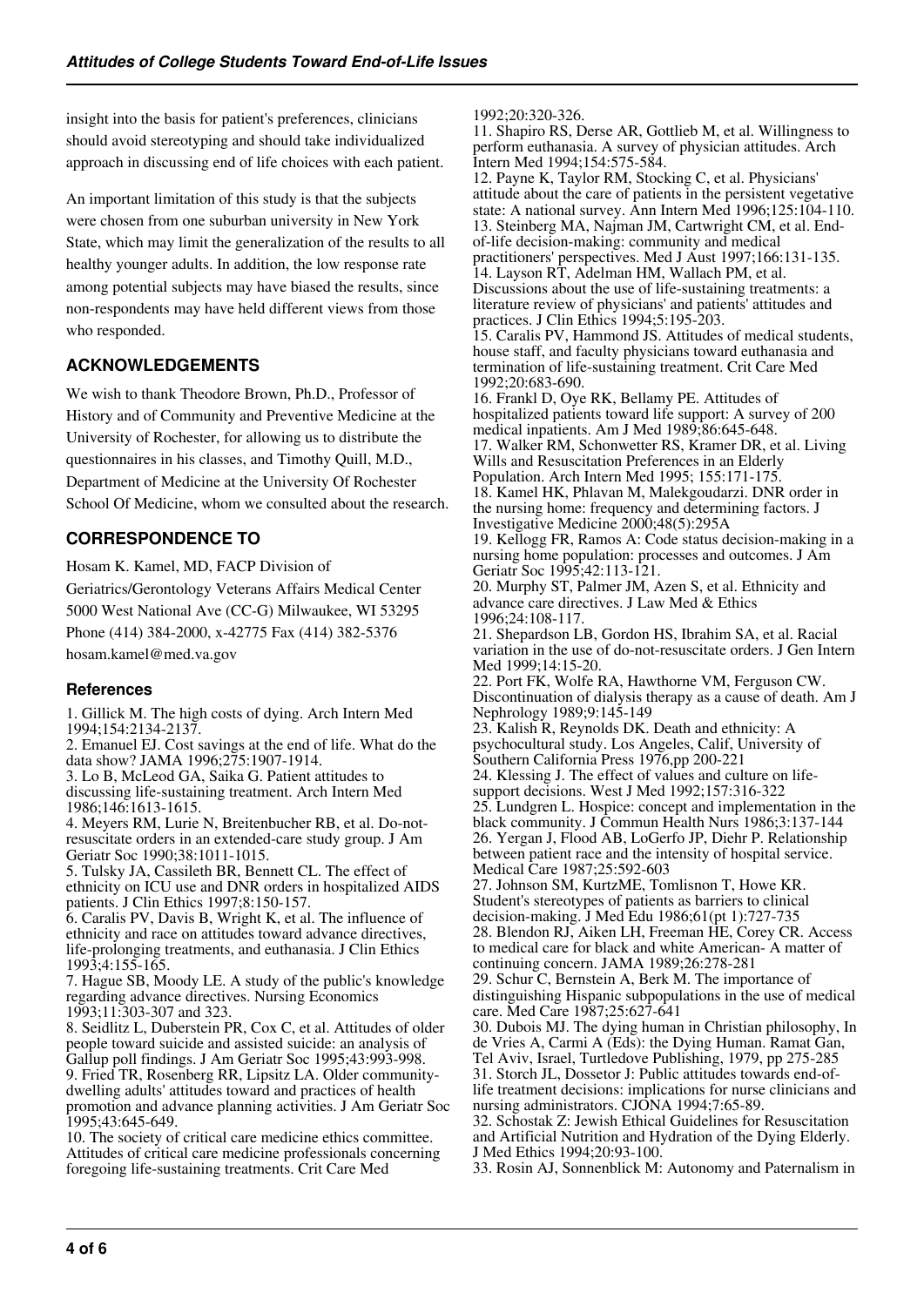insight into the basis for patient's preferences, clinicians should avoid stereotyping and should take individualized approach in discussing end of life choices with each patient.

An important limitation of this study is that the subjects were chosen from one suburban university in New York State, which may limit the generalization of the results to all healthy younger adults. In addition, the low response rate among potential subjects may have biased the results, since non-respondents may have held different views from those who responded.

## ACKNOWLEDGEMENTS

We wish to thank Theodore Brown, Ph.D., Professor of History and of Community and Preventive Medicine at the University of Rochester, for allowing us to distribute the questionnaires in his classes, and Timothy Quill, M.D., Department of Medicine at the University Of Rochester School Of Medicine, whom we consulted about the research.

## CORRESPONDENCE TO

Hosam K. Kamel, MD, FACP Division of Geriatrics/Gerontology Veterans Affairs Medical Center 5000 West National Ave (CC-G) Milwaukee, WI 53295 Phone (414) 384-2000, x-42775 Fax (414) 382-5376 hosam.kamel@med.va.gov

### References

1. Gillick M. The high costs of dying. Arch Intern Med 1994;154:2134-2137.
2. Emanuel EJ. Cost savings at the end of life. What do the data show? JAMA 1996;275:1907-1914.
3. Lo B, McLeod GA, Saika G. Patient attitudes to discussing life-sustaining treatment. Arch Intern Med 1986;146:1613-1615.
4. Meyers RM, Lurie N, Breitenbucher RB, et al. Do-not-resuscitate orders in an extended-care study group. J Am Geriatr Soc 1990;38:1011-1015.
5. Tulsky JA, Cassileth BR, Bennett CL. The effect of ethnicity on ICU use and DNR orders in hospitalized AIDS patients. J Clin Ethics 1997;8:150-157.
6. Caralis PV, Davis B, Wright K, et al. The influence of ethnicity and race on attitudes toward advance directives, life-prolonging treatments, and euthanasia. J Clin Ethics 1993;4:155-165.
7. Hague SB, Moody LE. A study of the public's knowledge regarding advance directives. Nursing Economics 1993;11:303-307 and 323.
8. Seidlitz L, Duberstein PR, Cox C, et al. Attitudes of older people toward suicide and assisted suicide: an analysis of Gallup poll findings. J Am Geriatr Soc 1995;43:993-998.
9. Fried TR, Rosenberg RR, Lipsitz LA. Older community-dwelling adults' attitudes toward and practices of health promotion and advance planning activities. J Am Geriatr Soc 1995;43:645-649.
10. The society of critical care medicine ethics committee. Attitudes of critical care medicine professionals concerning foregoing life-sustaining treatments. Crit Care Med 1992;20:320-326.
11. Shapiro RS, Derse AR, Gottlieb M, et al. Willingness to perform euthanasia. A survey of physician attitudes. Arch Intern Med 1994;154:575-584.
12. Payne K, Taylor RM, Stocking C, et al. Physicians' attitude about the care of patients in the persistent vegetative state: A national survey. Ann Intern Med 1996;125:104-110.
13. Steinberg MA, Najman JM, Cartwright CM, et al. End-of-life decision-making: community and medical practitioners' perspectives. Med J Aust 1997;166:131-135.
14. Layson RT, Adelman HM, Wallach PM, et al. Discussions about the use of life-sustaining treatments: a literature review of physicians' and patients' attitudes and practices. J Clin Ethics 1994;5:195-203.
15. Caralis PV, Hammond JS. Attitudes of medical students, house staff, and faculty physicians toward euthanasia and termination of life-sustaining treatment. Crit Care Med 1992;20:683-690.
16. Frankl D, Oye RK, Bellamy PE. Attitudes of hospitalized patients toward life support: A survey of 200 medical inpatients. Am J Med 1989;86:645-648.
17. Walker RM, Schonwetter RS, Kramer DR, et al. Living Wills and Resuscitation Preferences in an Elderly Population. Arch Intern Med 1995; 155:171-175.
18. Kamel HK, Phlavan M, Malekgoudarzi. DNR order in the nursing home: frequency and determining factors. J Investigative Medicine 2000;48(5):295A
19. Kellogg FR, Ramos A: Code status decision-making in a nursing home population: processes and outcomes. J Am Geriatr Soc 1995;42:113-121.
20. Murphy ST, Palmer JM, Azen S, et al. Ethnicity and advance care directives. J Law Med & Ethics 1996;24:108-117.
21. Shepardson LB, Gordon HS, Ibrahim SA, et al. Racial variation in the use of do-not-resuscitate orders. J Gen Intern Med 1999;14:15-20.
22. Port FK, Wolfe RA, Hawthorne VM, Ferguson CW. Discontinuation of dialysis therapy as a cause of death. Am J Nephrology 1989;9:145-149
23. Kalish R, Reynolds DK. Death and ethnicity: A psychocultural study. Los Angeles, Calif, University of Southern California Press 1976,pp 200-221
24. Klessing J. The effect of values and culture on life-support decisions. West J Med 1992;157:316-322
25. Lundgren L. Hospice: concept and implementation in the black community. J Commun Health Nurs 1986;3:137-144
26. Yergan J, Flood AB, LoGerfo JP, Diehr P. Relationship between patient race and the intensity of hospital service. Medical Care 1987;25:592-603
27. Johnson SM, KurtzME, Tomlisnon T, Howe KR. Student's stereotypes of patients as barriers to clinical decision-making. J Med Edu 1986;61(pt 1):727-735
28. Blendon RJ, Aiken LH, Freeman HE, Corey CR. Access to medical care for black and white American- A matter of continuing concern. JAMA 1989;26:278-281
29. Schur C, Bernstein A, Berk M. The importance of distinguishing Hispanic subpopulations in the use of medical care. Med Care 1987;25:627-641
30. Dubois MJ. The dying human in Christian philosophy, In de Vries A, Carmi A (Eds): the Dying Human. Ramat Gan, Tel Aviv, Israel, Turtledove Publishing, 1979, pp 275-285
31. Storch JL, Dossetor J: Public attitudes towards end-of-life treatment decisions: implications for nurse clinicians and nursing administrators. CJONA 1994;7:65-89.
32. Schostak Z: Jewish Ethical Guidelines for Resuscitation and Artificial Nutrition and Hydration of the Dying Elderly. J Med Ethics 1994;20:93-100.
33. Rosin AJ, Sonnenblick M: Autonomy and Paternalism in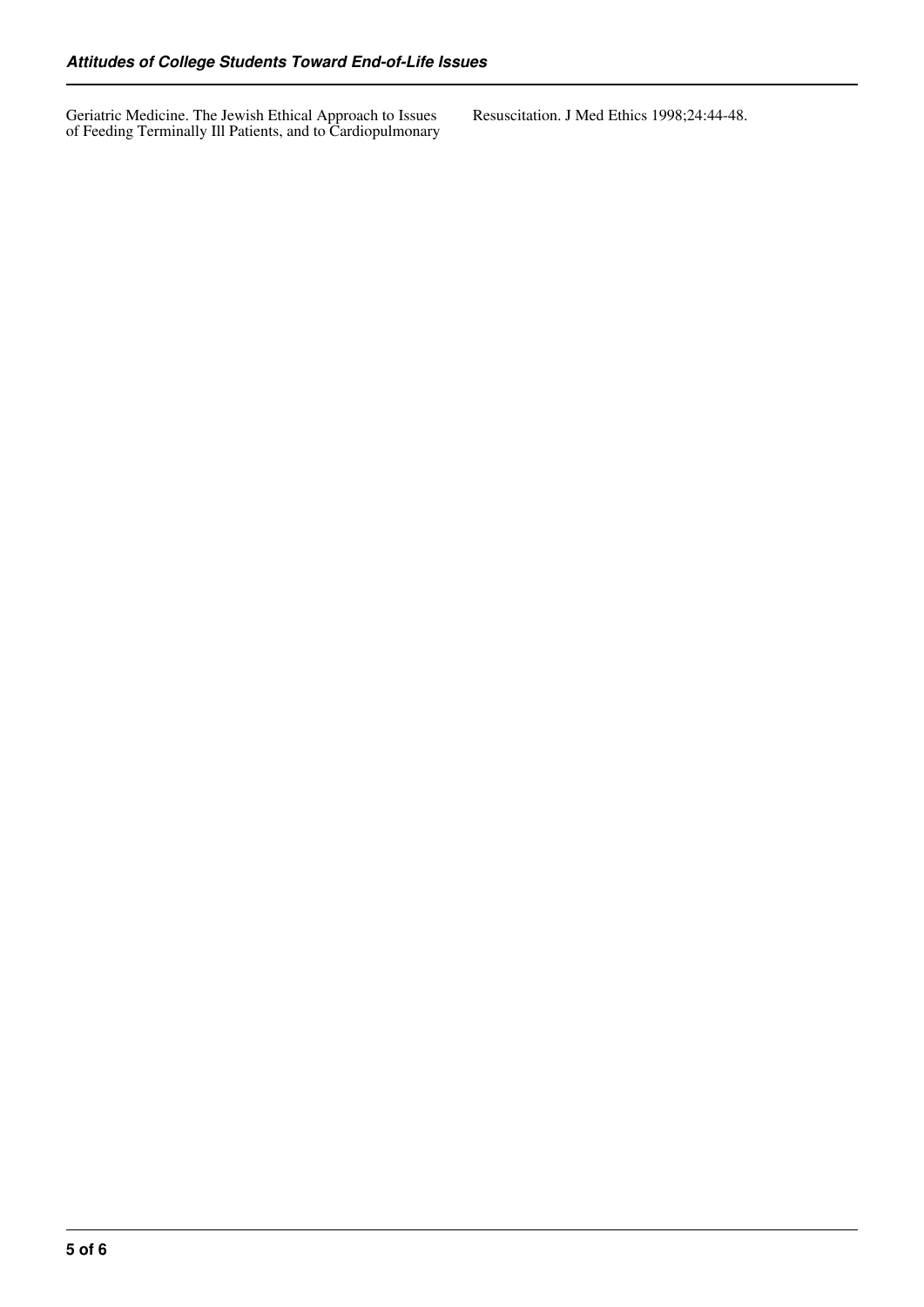Geriatric Medicine. The Jewish Ethical Approach to Issues of Feeding Terminally Ill Patients, and to Cardiopulmonary Resuscitation. J Med Ethics 1998;24:44-48.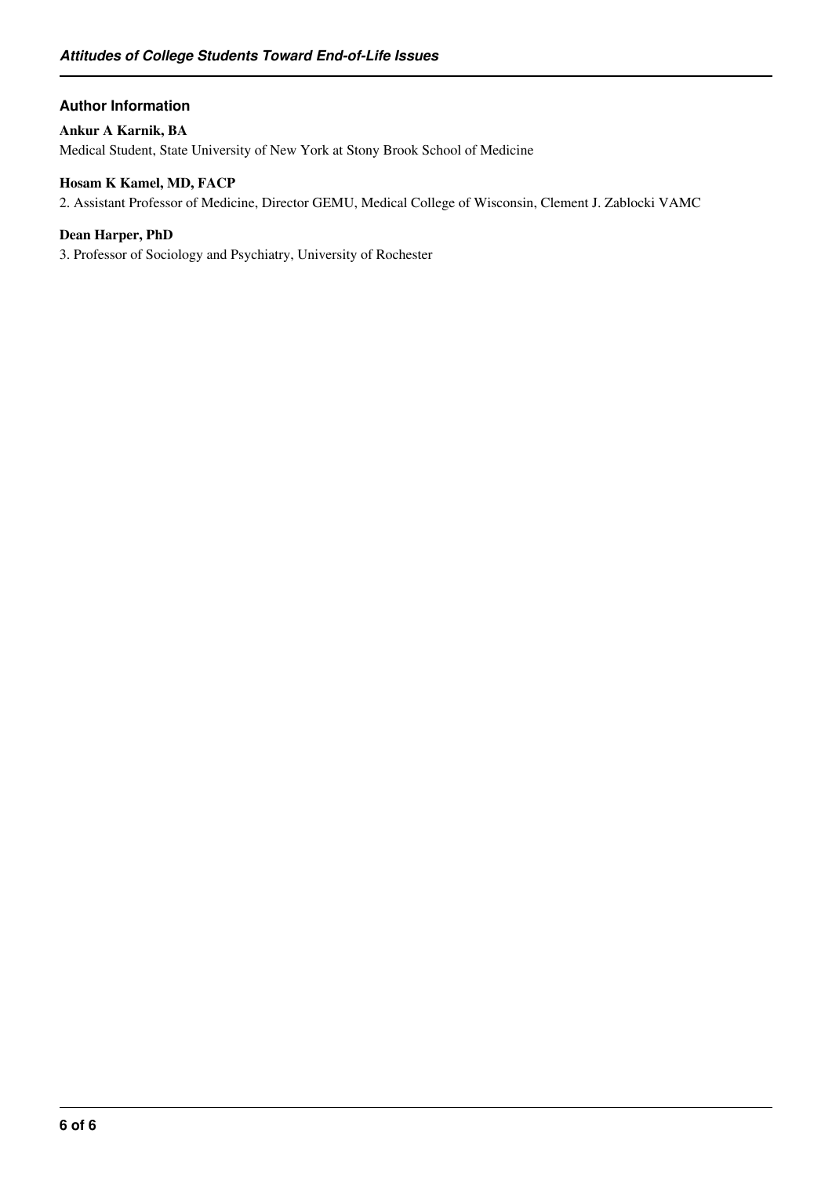## Author Information

**Ankur A Karnik, BA**

Medical Student, State University of New York at Stony Brook School of Medicine

**Hosam K Kamel, MD, FACP**

2. Assistant Professor of Medicine, Director GEMU, Medical College of Wisconsin, Clement J. Zablocki VAMC

**Dean Harper, PhD**

3. Professor of Sociology and Psychiatry, University of Rochester